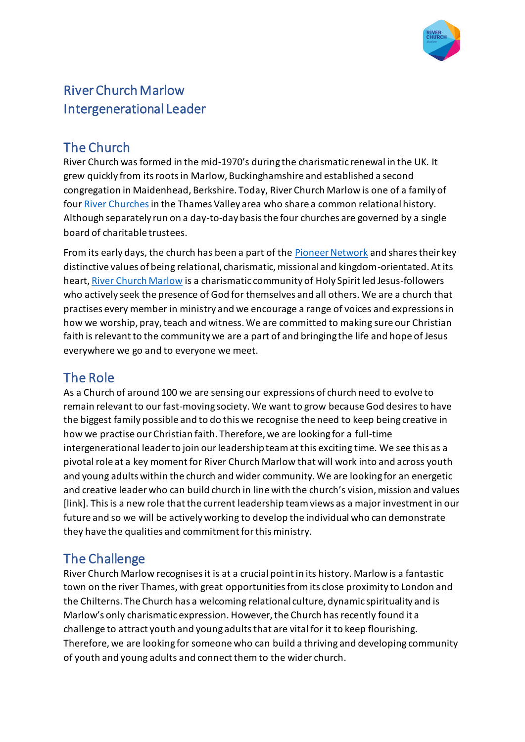# River Church Marlow
# Intergenerational Leader

## The Church

River Church was formed in the mid-1970's during the charismatic renewal in the UK. It grew quickly from its roots in Marlow, Buckinghamshire and established a second congregation in Maidenhead, Berkshire. Today, River Church Marlow is one of a family of four River Churches in the Thames Valley area who share a common relational history. Although separately run on a day-to-day basis the four churches are governed by a single board of charitable trustees.

From its early days, the church has been a part of the Pioneer Network and shares their key distinctive values of being relational, charismatic, missional and kingdom-orientated. At its heart, River Church Marlow is a charismatic community of Holy Spirit led Jesus-followers who actively seek the presence of God for themselves and all others. We are a church that practises every member in ministry and we encourage a range of voices and expressions in how we worship, pray, teach and witness. We are committed to making sure our Christian faith is relevant to the community we are a part of and bringing the life and hope of Jesus everywhere we go and to everyone we meet.

## The Role

As a Church of around 100 we are sensing our expressions of church need to evolve to remain relevant to our fast-moving society. We want to grow because God desires to have the biggest family possible and to do this we recognise the need to keep being creative in how we practise our Christian faith. Therefore, we are looking for a full-time intergenerational leader to join our leadership team at this exciting time. We see this as a pivotal role at a key moment for River Church Marlow that will work into and across youth and young adults within the church and wider community. We are looking for an energetic and creative leader who can build church in line with the church's vision, mission and values [link]. This is a new role that the current leadership team views as a major investment in our future and so we will be actively working to develop the individual who can demonstrate they have the qualities and commitment for this ministry.

## The Challenge

River Church Marlow recognises it is at a crucial point in its history. Marlow is a fantastic town on the river Thames, with great opportunities from its close proximity to London and the Chilterns. The Church has a welcoming relational culture, dynamic spirituality and is Marlow's only charismatic expression. However, the Church has recently found it a challenge to attract youth and young adults that are vital for it to keep flourishing. Therefore, we are looking for someone who can build a thriving and developing community of youth and young adults and connect them to the wider church.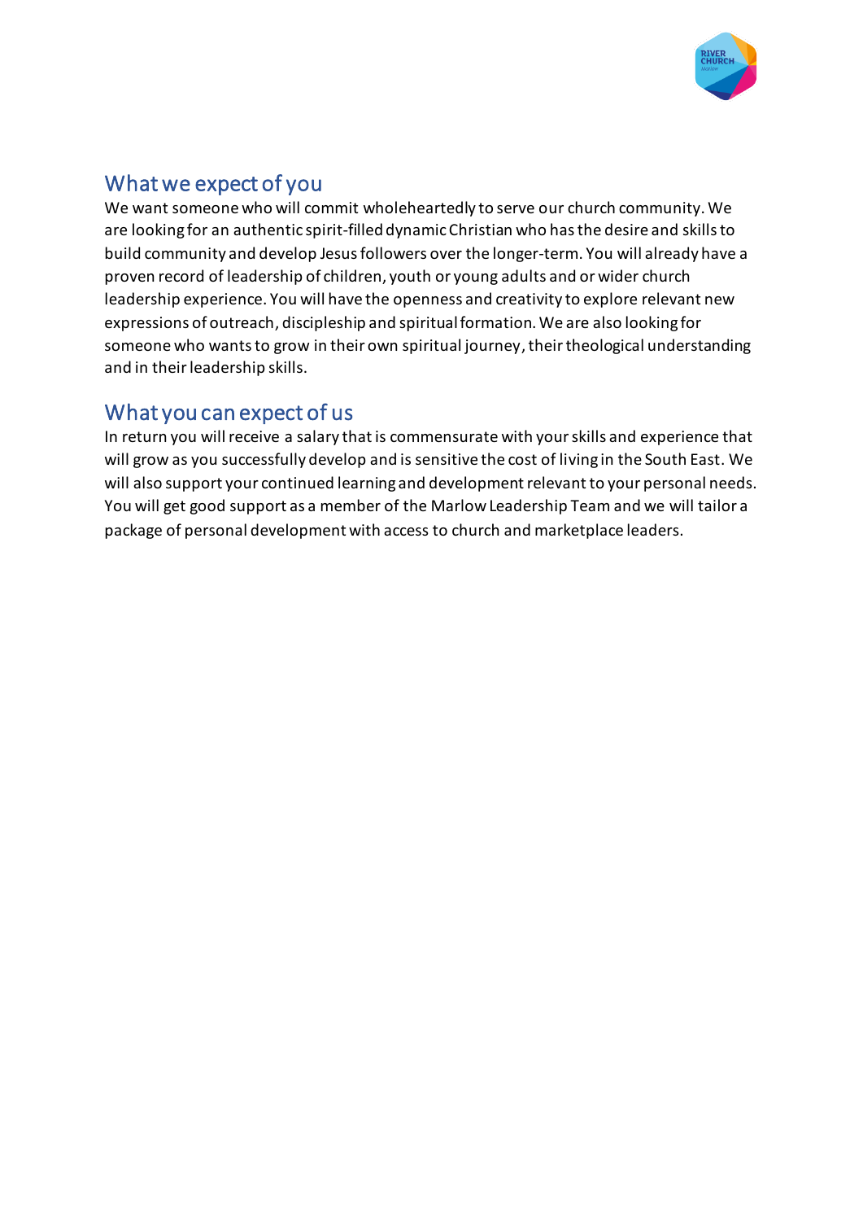## What we expect of you

We want someone who will commit wholeheartedly to serve our church community. We are looking for an authentic spirit-filled dynamic Christian who has the desire and skills to build community and develop Jesus followers over the longer-term. You will already have a proven record of leadership of children, youth or young adults and or wider church leadership experience. You will have the openness and creativity to explore relevant new expressions of outreach, discipleship and spiritual formation. We are also looking for someone who wants to grow in their own spiritual journey, their theological understanding and in their leadership skills.

## What you can expect of us

In return you will receive a salary that is commensurate with your skills and experience that will grow as you successfully develop and is sensitive the cost of living in the South East. We will also support your continued learning and development relevant to your personal needs. You will get good support as a member of the Marlow Leadership Team and we will tailor a package of personal development with access to church and marketplace leaders.